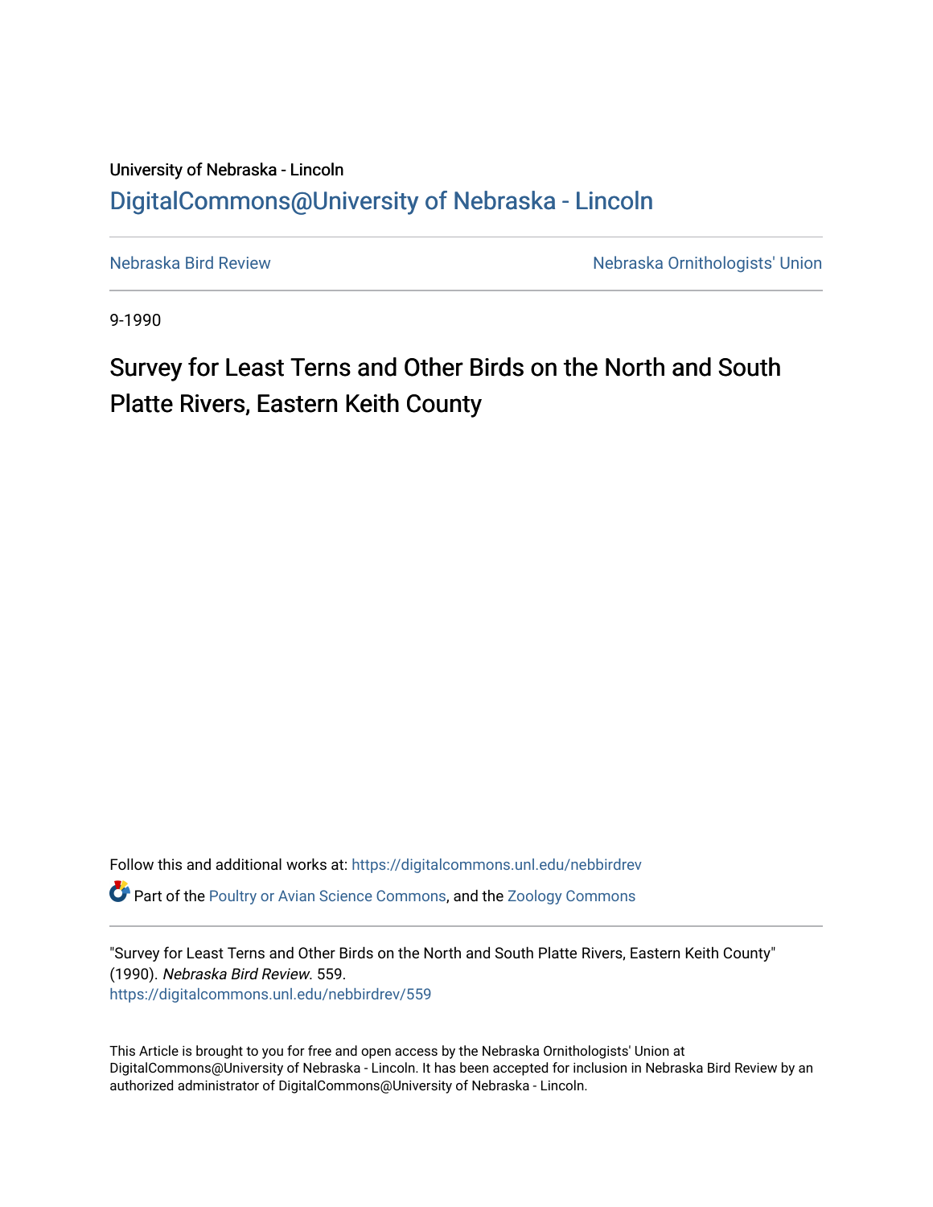University of Nebraska - Lincoln

DigitalCommons@University of Nebraska - Lincoln

Nebraska Bird Review

Nebraska Ornithologists' Union

9-1990

# Survey for Least Terns and Other Birds on the North and South Platte Rivers, Eastern Keith County

Follow this and additional works at: https://digitalcommons.unl.edu/nebbirdrev

Part of the Poultry or Avian Science Commons, and the Zoology Commons

"Survey for Least Terns and Other Birds on the North and South Platte Rivers, Eastern Keith County" (1990). *Nebraska Bird Review*. 559.
https://digitalcommons.unl.edu/nebbirdrev/559

This Article is brought to you for free and open access by the Nebraska Ornithologists' Union at DigitalCommons@University of Nebraska - Lincoln. It has been accepted for inclusion in Nebraska Bird Review by an authorized administrator of DigitalCommons@University of Nebraska - Lincoln.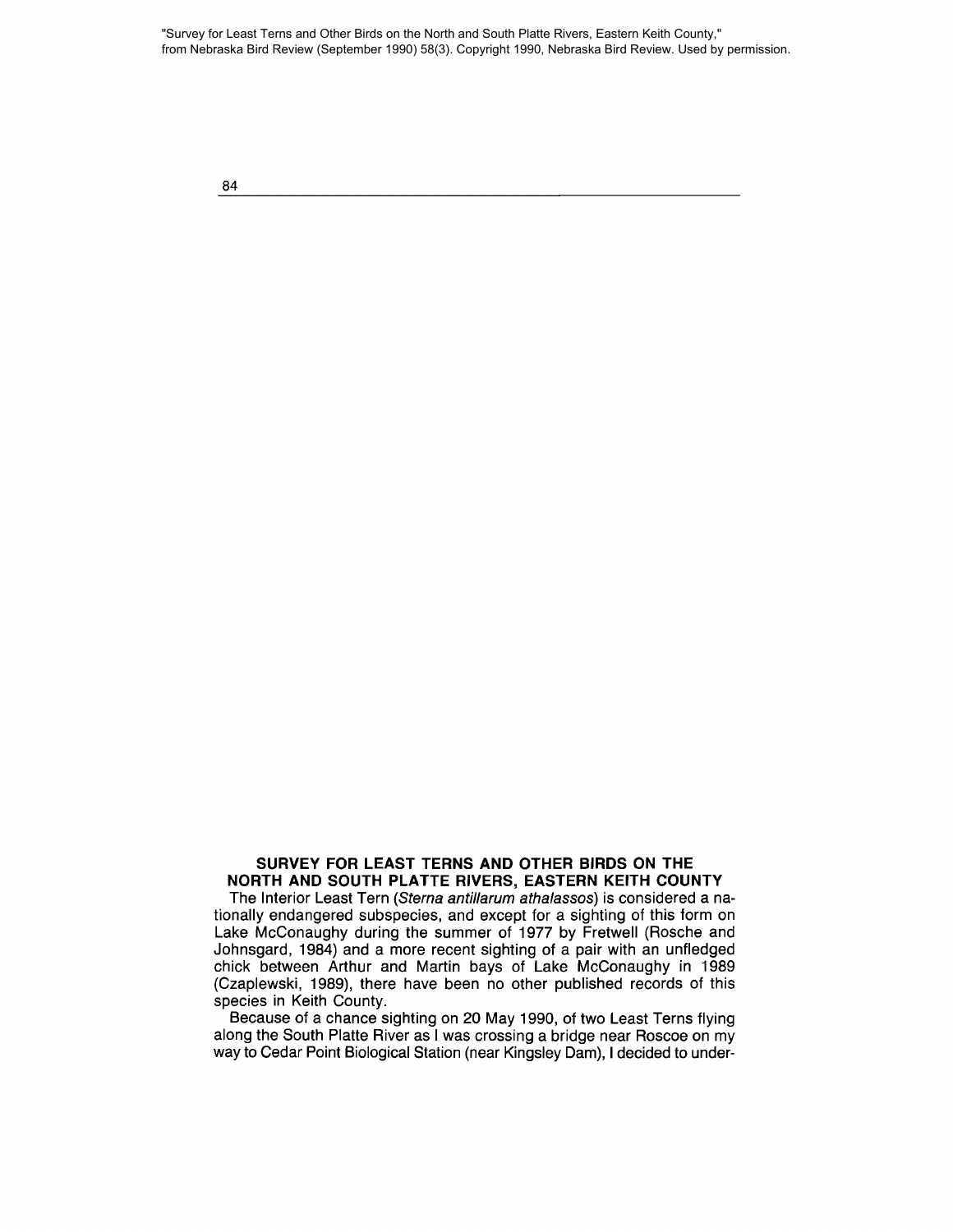## SURVEY FOR LEAST TERNS AND OTHER BIRDS ON THE NORTH AND SOUTH PLATTE RIVERS, EASTERN KEITH COUNTY

The Interior Least Tern (*Sterna antillarum athalassos*) is considered a nationally endangered subspecies, and except for a sighting of this form on Lake McConaughy during the summer of 1977 by Fretwell (Rosche and Johnsgard, 1984) and a more recent sighting of a pair with an unfledged chick between Arthur and Martin bays of Lake McConaughy in 1989 (Czaplewski, 1989), there have been no other published records of this species in Keith County.

Because of a chance sighting on 20 May 1990, of two Least Terns flying along the South Platte River as I was crossing a bridge near Roscoe on my way to Cedar Point Biological Station (near Kingsley Dam), I decided to under-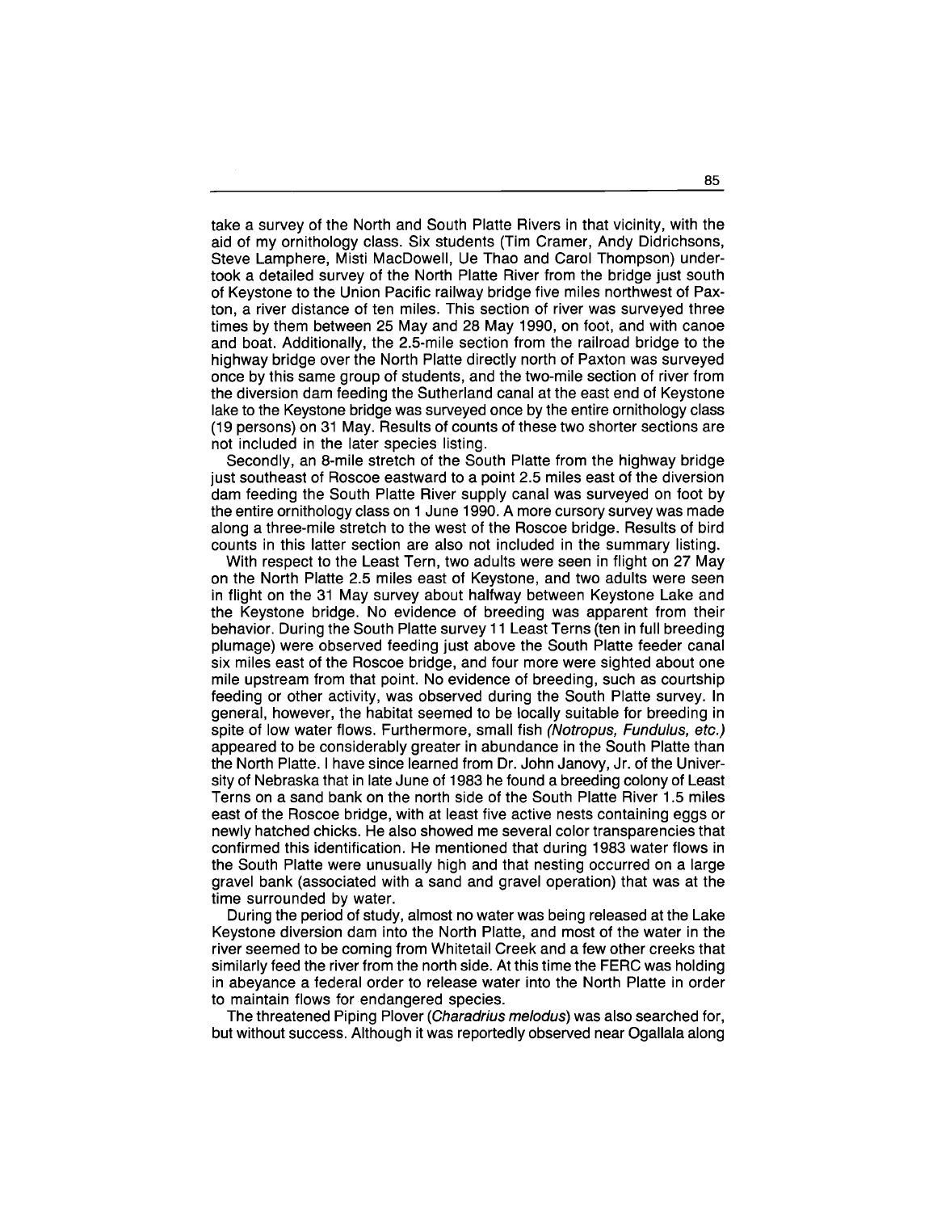take a survey of the North and South Platte Rivers in that vicinity, with the aid of my ornithology class. Six students (Tim Cramer, Andy Didrichsons, Steve Lamphere, Misti MacDowell, Ue Thao and Carol Thompson) undertook a detailed survey of the North Platte River from the bridge just south of Keystone to the Union Pacific railway bridge five miles northwest of Paxton, a river distance of ten miles. This section of river was surveyed three times by them between 25 May and 28 May 1990, on foot, and with canoe and boat. Additionally, the 2.5-mile section from the railroad bridge to the highway bridge over the North Platte directly north of Paxton was surveyed once by this same group of students, and the two-mile section of river from the diversion dam feeding the Sutherland canal at the east end of Keystone lake to the Keystone bridge was surveyed once by the entire ornithology class (19 persons) on 31 May. Results of counts of these two shorter sections are not included in the later species listing.

Secondly, an 8-mile stretch of the South Platte from the highway bridge just southeast of Roscoe eastward to a point 2.5 miles east of the diversion dam feeding the South Platte River supply canal was surveyed on foot by the entire ornithology class on 1 June 1990. A more cursory survey was made along a three-mile stretch to the west of the Roscoe bridge. Results of bird counts in this latter section are also not included in the summary listing.

With respect to the Least Tern, two adults were seen in flight on 27 May on the North Platte 2.5 miles east of Keystone, and two adults were seen in flight on the 31 May survey about halfway between Keystone Lake and the Keystone bridge. No evidence of breeding was apparent from their behavior. During the South Platte survey 11 Least Terns (ten in full breeding plumage) were observed feeding just above the South Platte feeder canal six miles east of the Roscoe bridge, and four more were sighted about one mile upstream from that point. No evidence of breeding, such as courtship feeding or other activity, was observed during the South Platte survey. In general, however, the habitat seemed to be locally suitable for breeding in spite of low water flows. Furthermore, small fish *(Notropus, Fundulus, etc.)* appeared to be considerably greater in abundance in the South Platte than the North Platte. I have since learned from Dr. John Janovy, Jr. of the University of Nebraska that in late June of 1983 he found a breeding colony of Least Terns on a sand bank on the north side of the South Platte River 1.5 miles east of the Roscoe bridge, with at least five active nests containing eggs or newly hatched chicks. He also showed me several color transparencies that confirmed this identification. He mentioned that during 1983 water flows in the South Platte were unusually high and that nesting occurred on a large gravel bank (associated with a sand and gravel operation) that was at the time surrounded by water.

During the period of study, almost no water was being released at the Lake Keystone diversion dam into the North Platte, and most of the water in the river seemed to be coming from Whitetail Creek and a few other creeks that similarly feed the river from the north side. At this time the FERC was holding in abeyance a federal order to release water into the North Platte in order to maintain flows for endangered species.

The threatened Piping Plover (*Charadrius melodus*) was also searched for, but without success. Although it was reportedly observed near Ogallala along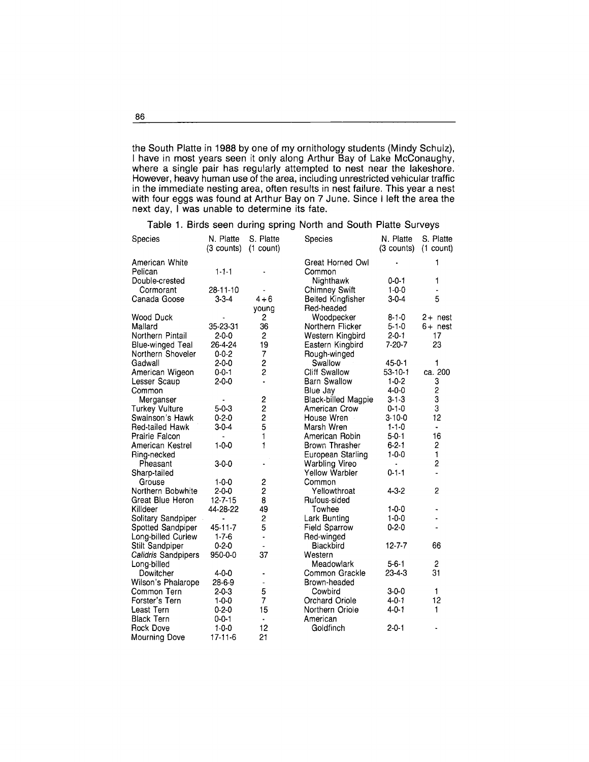the South Platte in 1988 by one of my ornithology students (Mindy Schulz), I have in most years seen it only along Arthur Bay of Lake McConaughy, where a single pair has regularly attempted to nest near the lakeshore. However, heavy human use of the area, including unrestricted vehicular traffic in the immediate nesting area, often results in nest failure. This year a nest with four eggs was found at Arthur Bay on 7 June. Since I left the area the next day, I was unable to determine its fate.

Table 1. Birds seen during spring North and South Platte Surveys

| Species | N. Platte (3 counts) | S. Platte (1 count) | Species | N. Platte (3 counts) | S. Platte (1 count) |
|---|---|---|---|---|---|
| American White Pelican | 1-1-1 | - | Great Horned Owl | - | 1 |
| Double-crested Cormorant | 28-11-10 | - | Common Nighthawk | 0-0-1 | 1 |
| Canada Goose | 3-3-4 | 4+6 young | Chimney Swift | 1-0-0 | - |
| Wood Duck | - | 2 | Belted Kingfisher | 3-0-4 | 5 |
| Mallard | 35-23-31 | 36 | Red-headed Woodpecker | 8-1-0 | 2+ nest |
| Northern Pintail | 2-0-0 | 2 | Northern Flicker | 5-1-0 | 6+ nest |
| Blue-winged Teal | 26-4-24 | 19 | Western Kingbird | 2-0-1 | 17 |
| Northern Shoveler | 0-0-2 | 7 | Eastern Kingbird | 7-20-7 | 23 |
| Gadwall | 2-0-0 | 2 | Rough-winged Swallow | 45-0-1 | 1 |
| American Wigeon | 0-0-1 | 2 | Cliff Swallow | 53-10-1 | ca. 200 |
| Lesser Scaup | 2-0-0 | - | Barn Swallow | 1-0-2 | 3 |
| Common Merganser | - | 2 | Blue Jay | 4-0-0 | 2 |
| Turkey Vulture | 5-0-3 | 2 | Black-billed Magpie | 3-1-3 | 3 |
| Swainson's Hawk | 0-2-0 | 2 | American Crow | 0-1-0 | 3 |
| Red-tailed Hawk | 3-0-4 | 5 | House Wren | 3-10-0 | 12 |
| Prairie Falcon | - | 1 | Marsh Wren | 1-1-0 | - |
| American Kestrel | 1-0-0 | 1 | American Robin | 5-0-1 | 16 |
| Ring-necked Pheasant | 3-0-0 | - | Brown Thrasher | 6-2-1 | 2 |
| Sharp-tailed Grouse | 1-0-0 | 2 | European Starling | 1-0-0 | 1 |
| Northern Bobwhite | 2-0-0 | 2 | Warbling Vireo | - | 2 |
| Great Blue Heron | 12-7-15 | 8 | Yellow Warbler | 0-1-1 | - |
| Killdeer | 44-28-22 | 49 | Common Yellowthroat | 4-3-2 | 2 |
| Solitary Sandpiper | - | 2 | Rufous-sided Towhee | 1-0-0 | - |
| Spotted Sandpiper | 45-11-7 | 5 | Lark Bunting | 1-0-0 | - |
| Long-billed Curlew | 1-7-6 | - | Field Sparrow | 0-2-0 | - |
| Stilt Sandpiper | 0-2-0 | - | Red-winged Blackbird | 12-7-7 | 66 |
| *Calidris* Sandpipers | 950-0-0 | 37 | Western Meadowlark | 5-6-1 | 2 |
| Long-billed Dowitcher | 4-0-0 | - | Common Grackle | 23-4-3 | 31 |
| Wilson's Phalarope | 28-6-9 | - | Brown-headed Cowbird | 3-0-0 | 1 |
| Common Tern | 2-0-3 | 5 | Orchard Oriole | 4-0-1 | 12 |
| Forster's Tern | 1-0-0 | 7 | Northern Oriole | 4-0-1 | 1 |
| Least Tern | 0-2-0 | 15 | American Goldfinch | 2-0-1 | - |
| Black Tern | 0-0-1 | - | | | |
| Rock Dove | 1-0-0 | 12 | | | |
| Mourning Dove | 17-11-6 | 21 | | | |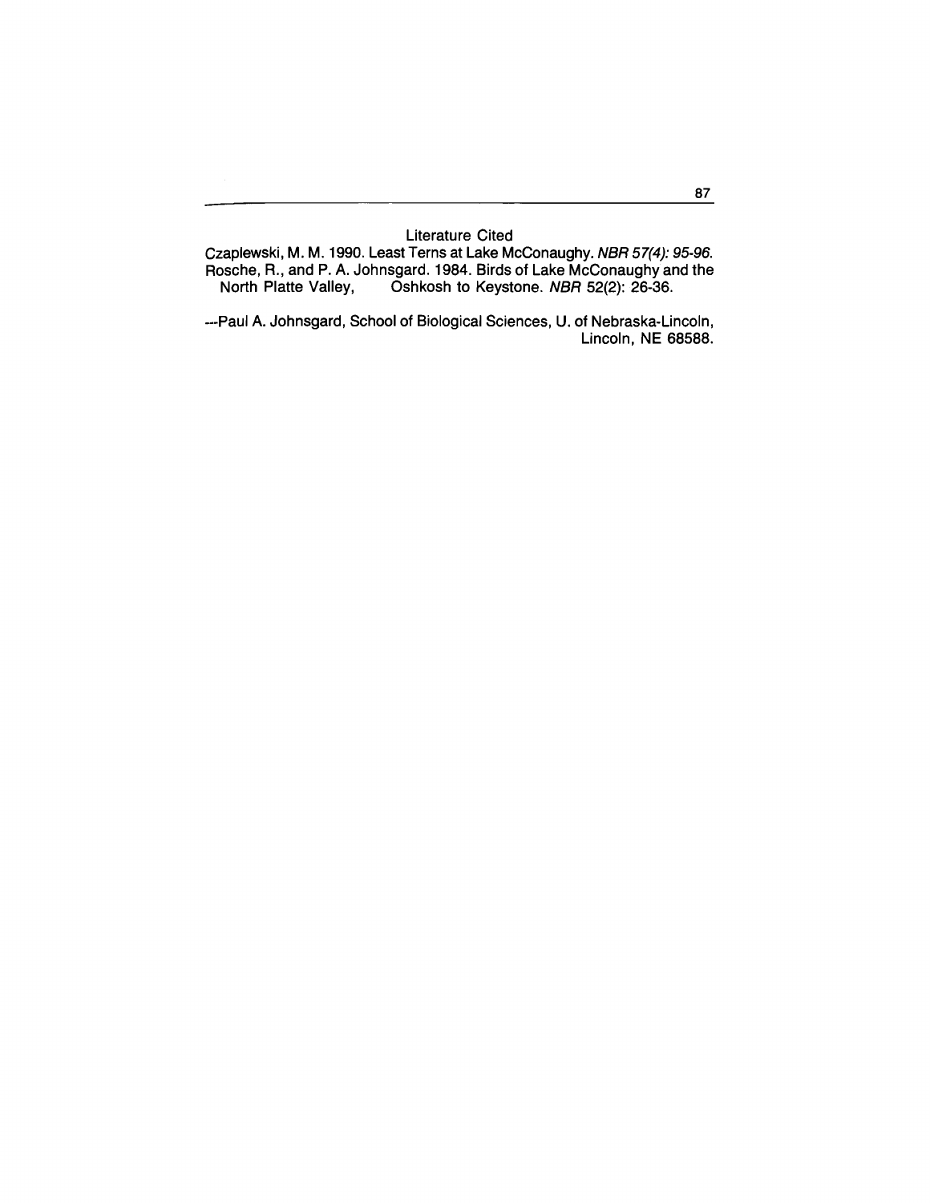Literature Cited

Czaplewski, M. M. 1990. Least Terns at Lake McConaughy. *NBR 57(4): 95-96.*

Rosche, R., and P. A. Johnsgard. 1984. Birds of Lake McConaughy and the North Platte Valley, Oshkosh to Keystone. *NBR* 52(2): 26-36.

---Paul A. Johnsgard, School of Biological Sciences, U. of Nebraska-Lincoln, Lincoln, NE 68588.